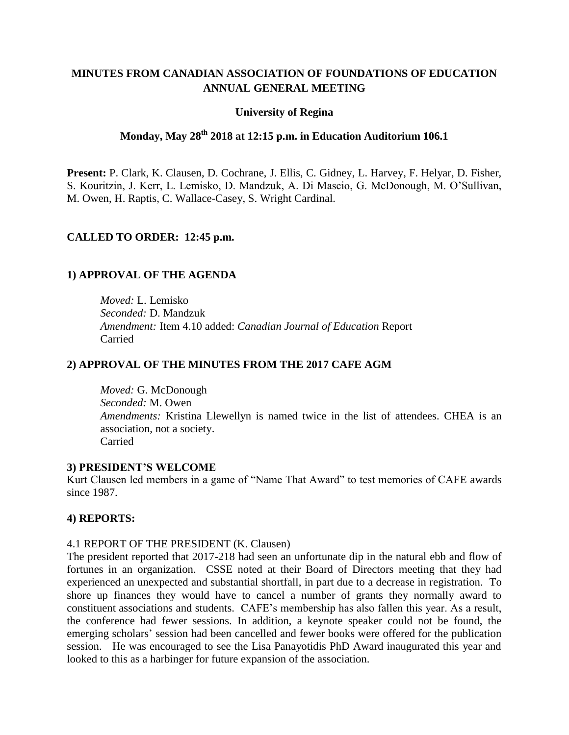# MINUTES FROM CANADIAN ASSOCIATION OF FOUNDATIONS OF EDUCATION ANNUAL GENERAL MEETING

**University of Regina**

**Monday, May 28th 2018 at 12:15 p.m. in Education Auditorium 106.1**

**Present:** P. Clark, K. Clausen, D. Cochrane, J. Ellis, C. Gidney, L. Harvey, F. Helyar, D. Fisher, S. Kouritzin, J. Kerr, L. Lemisko, D. Mandzuk, A. Di Mascio, G. McDonough, M. O'Sullivan, M. Owen, H. Raptis, C. Wallace-Casey, S. Wright Cardinal.

## CALLED TO ORDER: 12:45 p.m.

## 1) APPROVAL OF THE AGENDA

*Moved:* L. Lemisko
*Seconded:* D. Mandzuk
*Amendment:* Item 4.10 added: *Canadian Journal of Education* Report
Carried

## 2) APPROVAL OF THE MINUTES FROM THE 2017 CAFE AGM

*Moved:* G. McDonough
*Seconded:* M. Owen
*Amendments:* Kristina Llewellyn is named twice in the list of attendees. CHEA is an association, not a society.
Carried

## 3) PRESIDENT'S WELCOME

Kurt Clausen led members in a game of "Name That Award" to test memories of CAFE awards since 1987.

## 4) REPORTS:

4.1 REPORT OF THE PRESIDENT (K. Clausen)

The president reported that 2017-218 had seen an unfortunate dip in the natural ebb and flow of fortunes in an organization. CSSE noted at their Board of Directors meeting that they had experienced an unexpected and substantial shortfall, in part due to a decrease in registration. To shore up finances they would have to cancel a number of grants they normally award to constituent associations and students. CAFE's membership has also fallen this year. As a result, the conference had fewer sessions. In addition, a keynote speaker could not be found, the emerging scholars' session had been cancelled and fewer books were offered for the publication session. He was encouraged to see the Lisa Panayotidis PhD Award inaugurated this year and looked to this as a harbinger for future expansion of the association.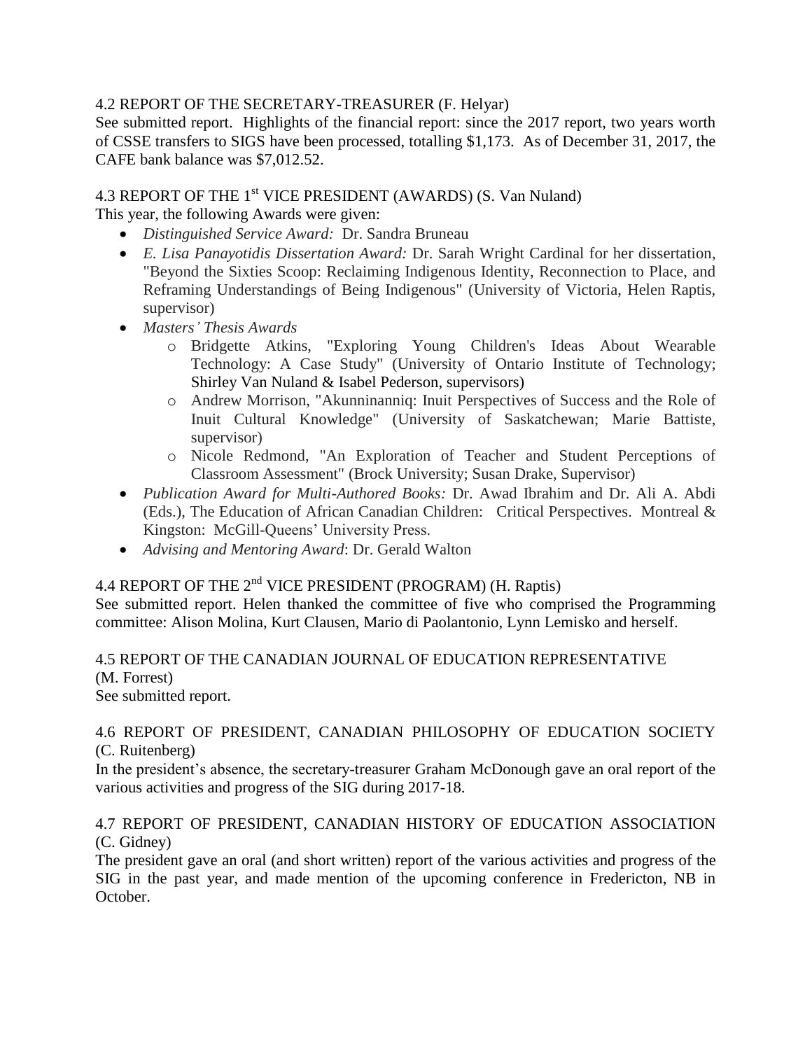4.2 REPORT OF THE SECRETARY-TREASURER (F. Helyar)

See submitted report. Highlights of the financial report: since the 2017 report, two years worth of CSSE transfers to SIGS have been processed, totalling $1,173. As of December 31, 2017, the CAFE bank balance was $7,012.52.

4.3 REPORT OF THE 1st VICE PRESIDENT (AWARDS) (S. Van Nuland)

This year, the following Awards were given:

- *Distinguished Service Award:* Dr. Sandra Bruneau
- *E. Lisa Panayotidis Dissertation Award:* Dr. Sarah Wright Cardinal for her dissertation, "Beyond the Sixties Scoop: Reclaiming Indigenous Identity, Reconnection to Place, and Reframing Understandings of Being Indigenous" (University of Victoria, Helen Raptis, supervisor)
- *Masters' Thesis Awards*
  - Bridgette Atkins, "Exploring Young Children's Ideas About Wearable Technology: A Case Study" (University of Ontario Institute of Technology; Shirley Van Nuland & Isabel Pederson, supervisors)
  - Andrew Morrison, "Akunninanniq: Inuit Perspectives of Success and the Role of Inuit Cultural Knowledge" (University of Saskatchewan; Marie Battiste, supervisor)
  - Nicole Redmond, "An Exploration of Teacher and Student Perceptions of Classroom Assessment" (Brock University; Susan Drake, Supervisor)
- *Publication Award for Multi-Authored Books:* Dr. Awad Ibrahim and Dr. Ali A. Abdi (Eds.), The Education of African Canadian Children: Critical Perspectives. Montreal & Kingston: McGill-Queens' University Press.
- *Advising and Mentoring Award*: Dr. Gerald Walton

4.4 REPORT OF THE 2nd VICE PRESIDENT (PROGRAM) (H. Raptis)

See submitted report. Helen thanked the committee of five who comprised the Programming committee: Alison Molina, Kurt Clausen, Mario di Paolantonio, Lynn Lemisko and herself.

4.5 REPORT OF THE CANADIAN JOURNAL OF EDUCATION REPRESENTATIVE (M. Forrest)

See submitted report.

4.6 REPORT OF PRESIDENT, CANADIAN PHILOSOPHY OF EDUCATION SOCIETY (C. Ruitenberg)

In the president's absence, the secretary-treasurer Graham McDonough gave an oral report of the various activities and progress of the SIG during 2017-18.

4.7 REPORT OF PRESIDENT, CANADIAN HISTORY OF EDUCATION ASSOCIATION (C. Gidney)

The president gave an oral (and short written) report of the various activities and progress of the SIG in the past year, and made mention of the upcoming conference in Fredericton, NB in October.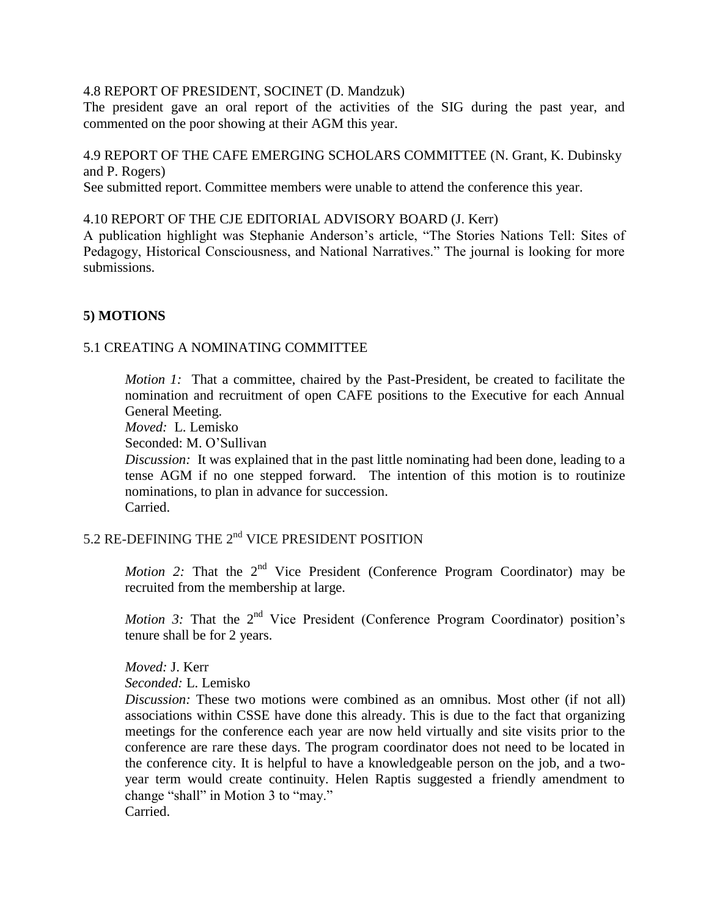4.8 REPORT OF PRESIDENT, SOCINET (D. Mandzuk)

The president gave an oral report of the activities of the SIG during the past year, and commented on the poor showing at their AGM this year.

4.9 REPORT OF THE CAFE EMERGING SCHOLARS COMMITTEE (N. Grant, K. Dubinsky and P. Rogers)

See submitted report. Committee members were unable to attend the conference this year.

4.10 REPORT OF THE CJE EDITORIAL ADVISORY BOARD (J. Kerr)

A publication highlight was Stephanie Anderson's article, "The Stories Nations Tell: Sites of Pedagogy, Historical Consciousness, and National Narratives." The journal is looking for more submissions.

## 5) MOTIONS

### 5.1 CREATING A NOMINATING COMMITTEE

*Motion 1:* That a committee, chaired by the Past-President, be created to facilitate the nomination and recruitment of open CAFE positions to the Executive for each Annual General Meeting.

*Moved:* L. Lemisko

Seconded: M. O'Sullivan

*Discussion:* It was explained that in the past little nominating had been done, leading to a tense AGM if no one stepped forward. The intention of this motion is to routinize nominations, to plan in advance for succession.

Carried.

### 5.2 RE-DEFINING THE 2nd VICE PRESIDENT POSITION

*Motion 2:* That the 2nd Vice President (Conference Program Coordinator) may be recruited from the membership at large.

*Motion 3:* That the 2nd Vice President (Conference Program Coordinator) position's tenure shall be for 2 years.

*Moved:* J. Kerr

*Seconded:* L. Lemisko

*Discussion:* These two motions were combined as an omnibus. Most other (if not all) associations within CSSE have done this already. This is due to the fact that organizing meetings for the conference each year are now held virtually and site visits prior to the conference are rare these days. The program coordinator does not need to be located in the conference city. It is helpful to have a knowledgeable person on the job, and a two-year term would create continuity. Helen Raptis suggested a friendly amendment to change "shall" in Motion 3 to "may."

Carried.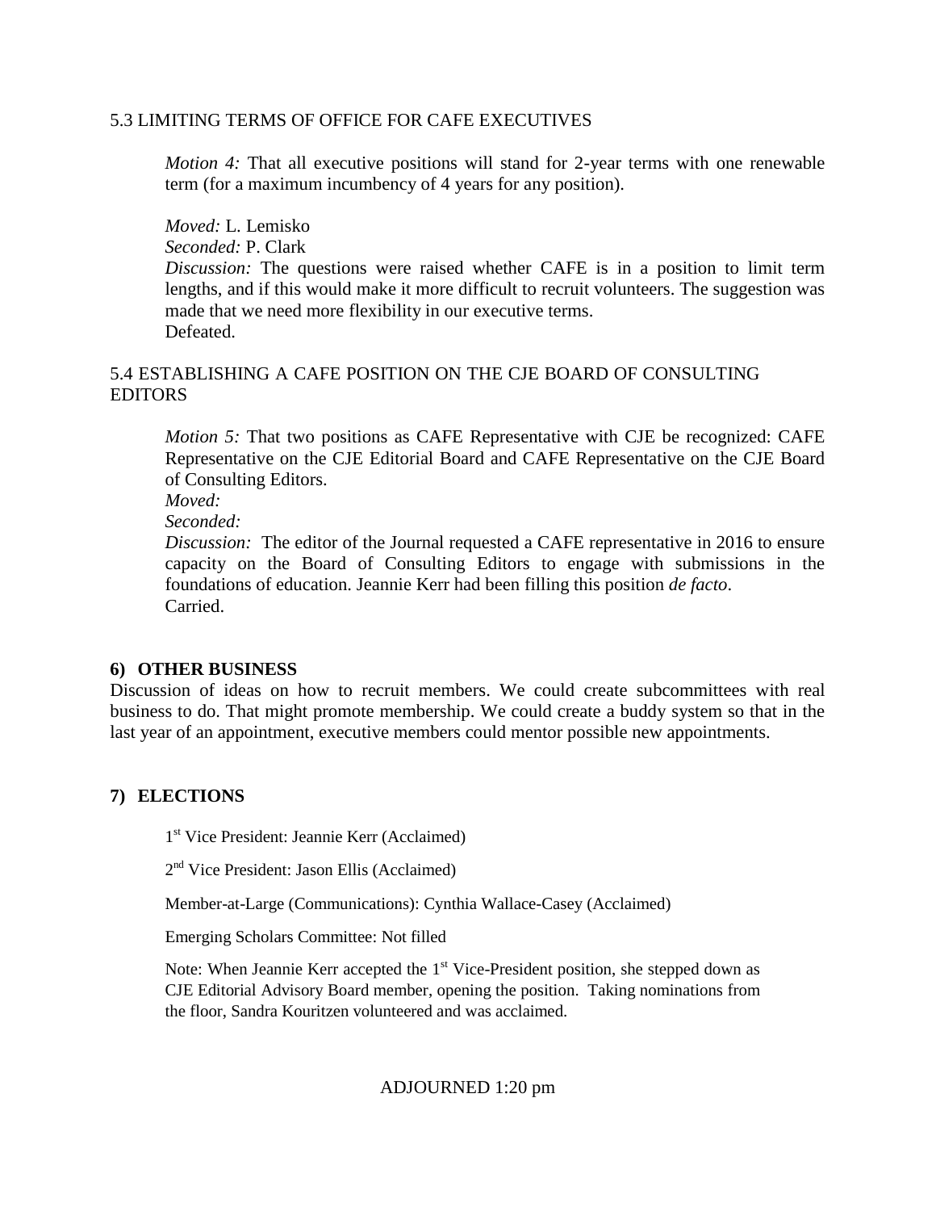5.3 LIMITING TERMS OF OFFICE FOR CAFE EXECUTIVES

*Motion 4:* That all executive positions will stand for 2-year terms with one renewable term (for a maximum incumbency of 4 years for any position).

*Moved:* L. Lemisko
*Seconded:* P. Clark
*Discussion:* The questions were raised whether CAFE is in a position to limit term lengths, and if this would make it more difficult to recruit volunteers. The suggestion was made that we need more flexibility in our executive terms.
Defeated.

5.4 ESTABLISHING A CAFE POSITION ON THE CJE BOARD OF CONSULTING EDITORS

*Motion 5:* That two positions as CAFE Representative with CJE be recognized: CAFE Representative on the CJE Editorial Board and CAFE Representative on the CJE Board of Consulting Editors.
*Moved:*
*Seconded:*
*Discussion:* The editor of the Journal requested a CAFE representative in 2016 to ensure capacity on the Board of Consulting Editors to engage with submissions in the foundations of education. Jeannie Kerr had been filling this position *de facto*.
Carried.

**6) OTHER BUSINESS**

Discussion of ideas on how to recruit members. We could create subcommittees with real business to do. That might promote membership. We could create a buddy system so that in the last year of an appointment, executive members could mentor possible new appointments.

**7) ELECTIONS**

1st Vice President: Jeannie Kerr (Acclaimed)

2nd Vice President: Jason Ellis (Acclaimed)

Member-at-Large (Communications): Cynthia Wallace-Casey (Acclaimed)

Emerging Scholars Committee: Not filled

Note: When Jeannie Kerr accepted the 1st Vice-President position, she stepped down as CJE Editorial Advisory Board member, opening the position. Taking nominations from the floor, Sandra Kouritzen volunteered and was acclaimed.

ADJOURNED 1:20 pm